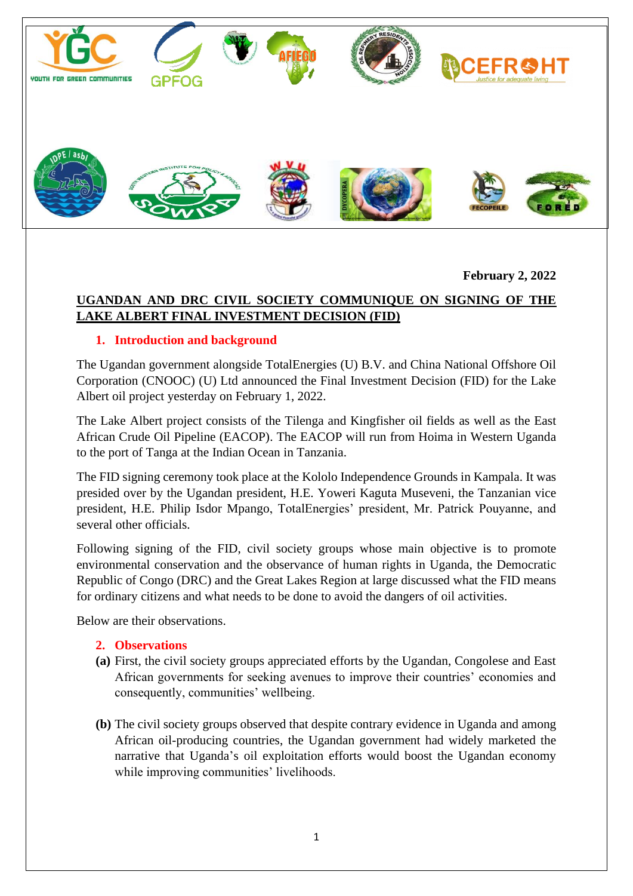**February 2, 2022**

## UGANDAN AND DRC CIVIL SOCIETY COMMUNIQUE ON SIGNING OF THE LAKE ALBERT FINAL INVESTMENT DECISION (FID)

### 1. Introduction and background

The Ugandan government alongside TotalEnergies (U) B.V. and China National Offshore Oil Corporation (CNOOC) (U) Ltd announced the Final Investment Decision (FID) for the Lake Albert oil project yesterday on February 1, 2022.

The Lake Albert project consists of the Tilenga and Kingfisher oil fields as well as the East African Crude Oil Pipeline (EACOP). The EACOP will run from Hoima in Western Uganda to the port of Tanga at the Indian Ocean in Tanzania.

The FID signing ceremony took place at the Kololo Independence Grounds in Kampala. It was presided over by the Ugandan president, H.E. Yoweri Kaguta Museveni, the Tanzanian vice president, H.E. Philip Isdor Mpango, TotalEnergies' president, Mr. Patrick Pouyanne, and several other officials.

Following signing of the FID, civil society groups whose main objective is to promote environmental conservation and the observance of human rights in Uganda, the Democratic Republic of Congo (DRC) and the Great Lakes Region at large discussed what the FID means for ordinary citizens and what needs to be done to avoid the dangers of oil activities.

Below are their observations.

### 2. Observations

**(a)** First, the civil society groups appreciated efforts by the Ugandan, Congolese and East African governments for seeking avenues to improve their countries' economies and consequently, communities' wellbeing.

**(b)** The civil society groups observed that despite contrary evidence in Uganda and among African oil-producing countries, the Ugandan government had widely marketed the narrative that Uganda's oil exploitation efforts would boost the Ugandan economy while improving communities' livelihoods.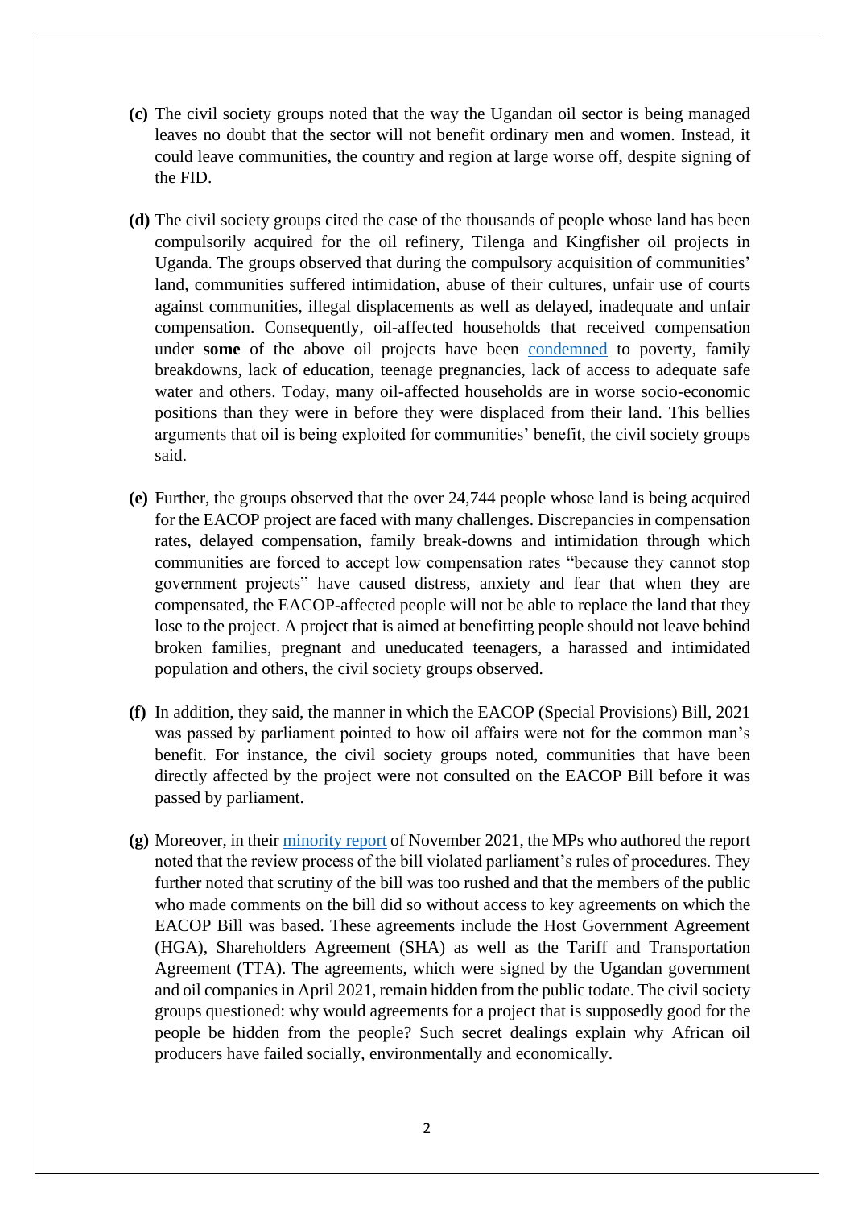**(c)** The civil society groups noted that the way the Ugandan oil sector is being managed leaves no doubt that the sector will not benefit ordinary men and women. Instead, it could leave communities, the country and region at large worse off, despite signing of the FID.

**(d)** The civil society groups cited the case of the thousands of people whose land has been compulsorily acquired for the oil refinery, Tilenga and Kingfisher oil projects in Uganda. The groups observed that during the compulsory acquisition of communities' land, communities suffered intimidation, abuse of their cultures, unfair use of courts against communities, illegal displacements as well as delayed, inadequate and unfair compensation. Consequently, oil-affected households that received compensation under **some** of the above oil projects have been condemned to poverty, family breakdowns, lack of education, teenage pregnancies, lack of access to adequate safe water and others. Today, many oil-affected households are in worse socio-economic positions than they were in before they were displaced from their land. This bellies arguments that oil is being exploited for communities' benefit, the civil society groups said.

**(e)** Further, the groups observed that the over 24,744 people whose land is being acquired for the EACOP project are faced with many challenges. Discrepancies in compensation rates, delayed compensation, family break-downs and intimidation through which communities are forced to accept low compensation rates "because they cannot stop government projects" have caused distress, anxiety and fear that when they are compensated, the EACOP-affected people will not be able to replace the land that they lose to the project. A project that is aimed at benefitting people should not leave behind broken families, pregnant and uneducated teenagers, a harassed and intimidated population and others, the civil society groups observed.

**(f)** In addition, they said, the manner in which the EACOP (Special Provisions) Bill, 2021 was passed by parliament pointed to how oil affairs were not for the common man's benefit. For instance, the civil society groups noted, communities that have been directly affected by the project were not consulted on the EACOP Bill before it was passed by parliament.

**(g)** Moreover, in their minority report of November 2021, the MPs who authored the report noted that the review process of the bill violated parliament's rules of procedures. They further noted that scrutiny of the bill was too rushed and that the members of the public who made comments on the bill did so without access to key agreements on which the EACOP Bill was based. These agreements include the Host Government Agreement (HGA), Shareholders Agreement (SHA) as well as the Tariff and Transportation Agreement (TTA). The agreements, which were signed by the Ugandan government and oil companies in April 2021, remain hidden from the public todate. The civil society groups questioned: why would agreements for a project that is supposedly good for the people be hidden from the people? Such secret dealings explain why African oil producers have failed socially, environmentally and economically.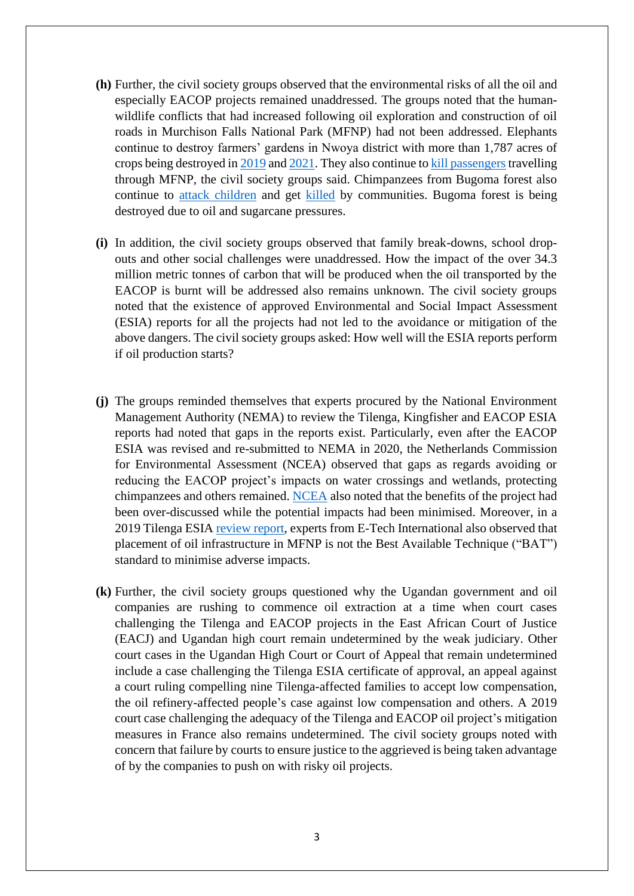**(h)** Further, the civil society groups observed that the environmental risks of all the oil and especially EACOP projects remained unaddressed. The groups noted that the human-wildlife conflicts that had increased following oil exploration and construction of oil roads in Murchison Falls National Park (MFNP) had not been addressed. Elephants continue to destroy farmers' gardens in Nwoya district with more than 1,787 acres of crops being destroyed in 2019 and 2021. They also continue to kill passengers travelling through MFNP, the civil society groups said. Chimpanzees from Bugoma forest also continue to attack children and get killed by communities. Bugoma forest is being destroyed due to oil and sugarcane pressures.

**(i)** In addition, the civil society groups observed that family break-downs, school drop-outs and other social challenges were unaddressed. How the impact of the over 34.3 million metric tonnes of carbon that will be produced when the oil transported by the EACOP is burnt will be addressed also remains unknown. The civil society groups noted that the existence of approved Environmental and Social Impact Assessment (ESIA) reports for all the projects had not led to the avoidance or mitigation of the above dangers. The civil society groups asked: How well will the ESIA reports perform if oil production starts?

**(j)** The groups reminded themselves that experts procured by the National Environment Management Authority (NEMA) to review the Tilenga, Kingfisher and EACOP ESIA reports had noted that gaps in the reports exist. Particularly, even after the EACOP ESIA was revised and re-submitted to NEMA in 2020, the Netherlands Commission for Environmental Assessment (NCEA) observed that gaps as regards avoiding or reducing the EACOP project's impacts on water crossings and wetlands, protecting chimpanzees and others remained. NCEA also noted that the benefits of the project had been over-discussed while the potential impacts had been minimised. Moreover, in a 2019 Tilenga ESIA review report, experts from E-Tech International also observed that placement of oil infrastructure in MFNP is not the Best Available Technique ("BAT") standard to minimise adverse impacts.

**(k)** Further, the civil society groups questioned why the Ugandan government and oil companies are rushing to commence oil extraction at a time when court cases challenging the Tilenga and EACOP projects in the East African Court of Justice (EACJ) and Ugandan high court remain undetermined by the weak judiciary. Other court cases in the Ugandan High Court or Court of Appeal that remain undetermined include a case challenging the Tilenga ESIA certificate of approval, an appeal against a court ruling compelling nine Tilenga-affected families to accept low compensation, the oil refinery-affected people's case against low compensation and others. A 2019 court case challenging the adequacy of the Tilenga and EACOP oil project's mitigation measures in France also remains undetermined. The civil society groups noted with concern that failure by courts to ensure justice to the aggrieved is being taken advantage of by the companies to push on with risky oil projects.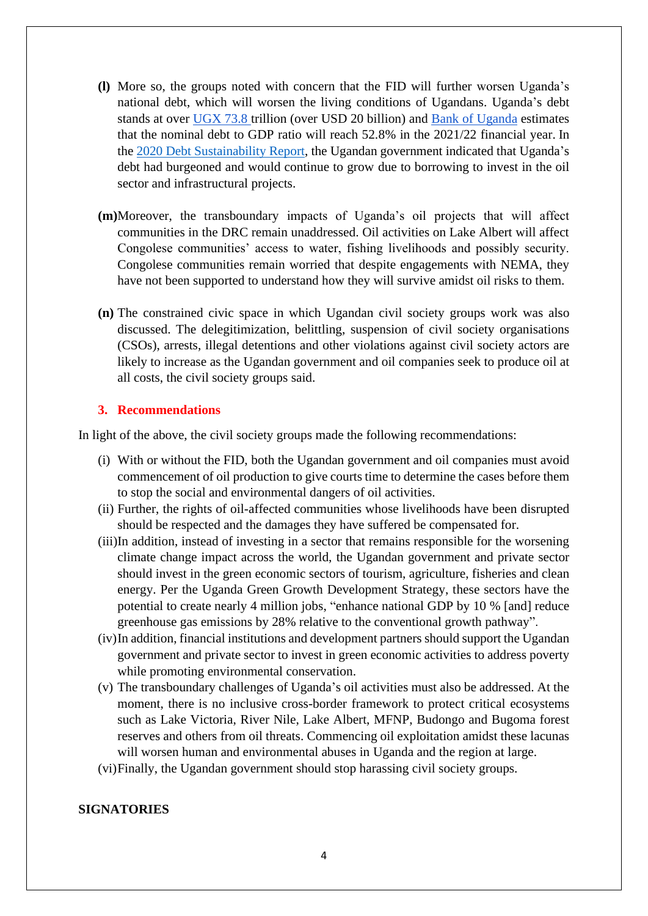**(l)** More so, the groups noted with concern that the FID will further worsen Uganda's national debt, which will worsen the living conditions of Ugandans. Uganda's debt stands at over UGX 73.8 trillion (over USD 20 billion) and Bank of Uganda estimates that the nominal debt to GDP ratio will reach 52.8% in the 2021/22 financial year. In the 2020 Debt Sustainability Report, the Ugandan government indicated that Uganda's debt had burgeoned and would continue to grow due to borrowing to invest in the oil sector and infrastructural projects.

**(m)** Moreover, the transboundary impacts of Uganda's oil projects that will affect communities in the DRC remain unaddressed. Oil activities on Lake Albert will affect Congolese communities' access to water, fishing livelihoods and possibly security. Congolese communities remain worried that despite engagements with NEMA, they have not been supported to understand how they will survive amidst oil risks to them.

**(n)** The constrained civic space in which Ugandan civil society groups work was also discussed. The delegitimization, belittling, suspension of civil society organisations (CSOs), arrests, illegal detentions and other violations against civil society actors are likely to increase as the Ugandan government and oil companies seek to produce oil at all costs, the civil society groups said.

## 3. Recommendations

In light of the above, the civil society groups made the following recommendations:

(i) With or without the FID, both the Ugandan government and oil companies must avoid commencement of oil production to give courts time to determine the cases before them to stop the social and environmental dangers of oil activities.

(ii) Further, the rights of oil-affected communities whose livelihoods have been disrupted should be respected and the damages they have suffered be compensated for.

(iii) In addition, instead of investing in a sector that remains responsible for the worsening climate change impact across the world, the Ugandan government and private sector should invest in the green economic sectors of tourism, agriculture, fisheries and clean energy. Per the Uganda Green Growth Development Strategy, these sectors have the potential to create nearly 4 million jobs, "enhance national GDP by 10 % [and] reduce greenhouse gas emissions by 28% relative to the conventional growth pathway".

(iv) In addition, financial institutions and development partners should support the Ugandan government and private sector to invest in green economic activities to address poverty while promoting environmental conservation.

(v) The transboundary challenges of Uganda's oil activities must also be addressed. At the moment, there is no inclusive cross-border framework to protect critical ecosystems such as Lake Victoria, River Nile, Lake Albert, MFNP, Budongo and Bugoma forest reserves and others from oil threats. Commencing oil exploitation amidst these lacunas will worsen human and environmental abuses in Uganda and the region at large.

(vi) Finally, the Ugandan government should stop harassing civil society groups.

**SIGNATORIES**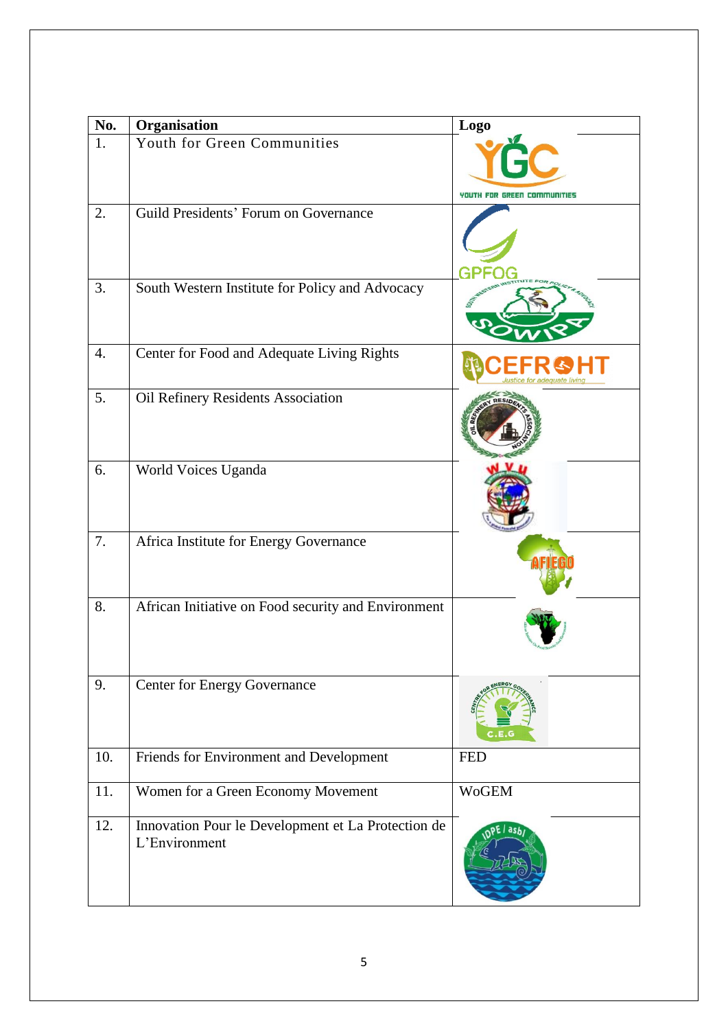| No. | Organisation | Logo |
|---|---|---|
| 1. | Youth for Green Communities | YGC YOUTH FOR GREEN COMMUNITIES |
| 2. | Guild Presidents' Forum on Governance | GPFOG |
| 3. | South Western Institute for Policy and Advocacy | SOWIPA |
| 4. | Center for Food and Adequate Living Rights | CEFROHT Justice for adequate living |
| 5. | Oil Refinery Residents Association | |
| 6. | World Voices Uganda | WVU |
| 7. | Africa Institute for Energy Governance | AFIEGO |
| 8. | African Initiative on Food security and Environment | |
| 9. | Center for Energy Governance | C.E.G |
| 10. | Friends for Environment and Development | FED |
| 11. | Women for a Green Economy Movement | WoGEM |
| 12. | Innovation Pour le Development et La Protection de L'Environment | IDPE / asbl |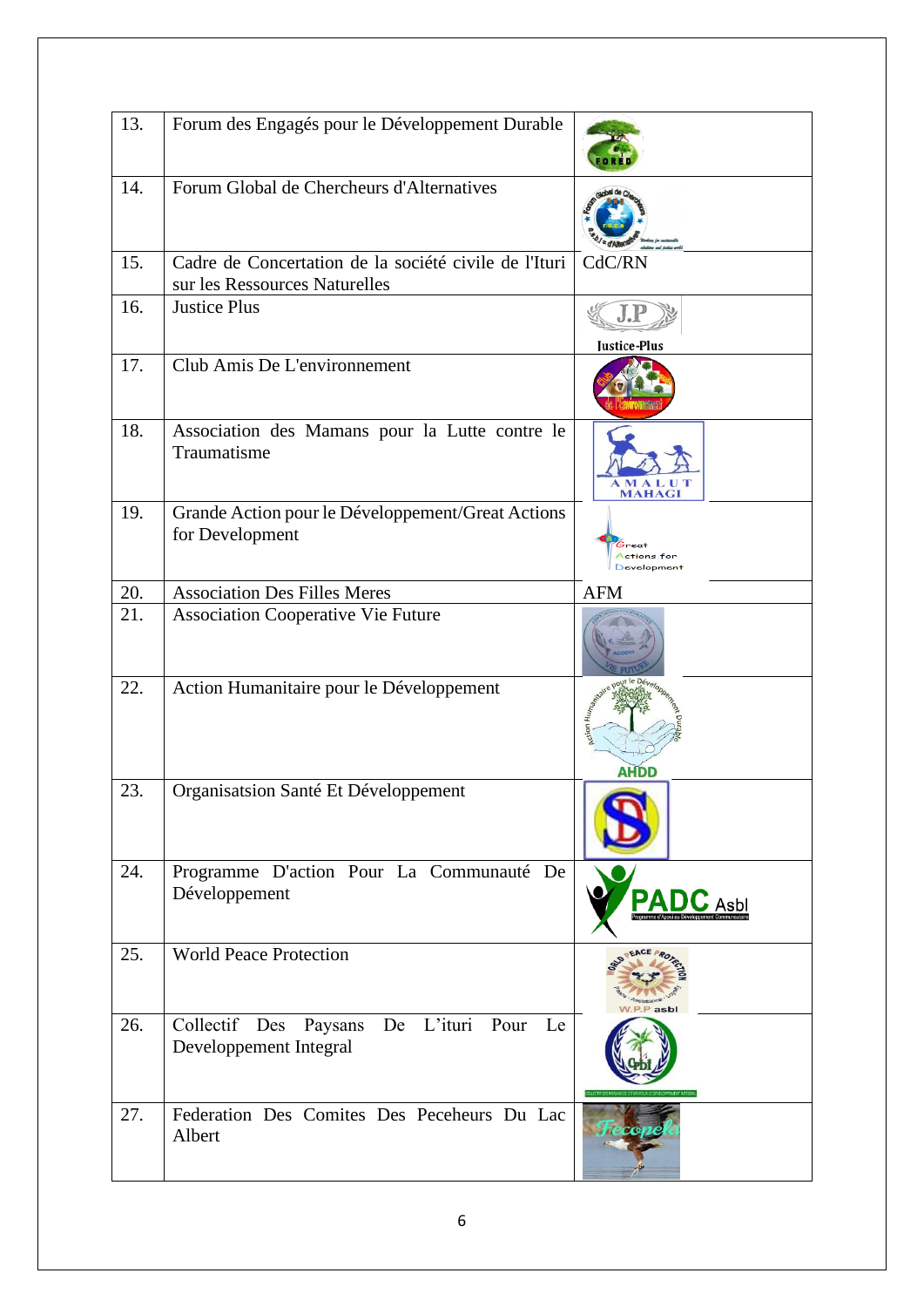| 13. | Forum des Engagés pour le Développement Durable | FORED |
|---|---|---|
| 14. | Forum Global de Chercheurs d'Alternatives | |
| 15. | Cadre de Concertation de la société civile de l'Ituri sur les Ressources Naturelles | CdC/RN |
| 16. | Justice Plus | J.P Justice-Plus |
| 17. | Club Amis De L'environnement | |
| 18. | Association des Mamans pour la Lutte contre le Traumatisme | AMALUT MAHAGI |
| 19. | Grande Action pour le Développement/Great Actions for Development | Great Actions for Development |
| 20. | Association Des Filles Meres | AFM |
| 21. | Association Cooperative Vie Future | |
| 22. | Action Humanitaire pour le Développement | AHDD |
| 23. | Organisatsion Santé Et Développement | |
| 24. | Programme D'action Pour La Communauté De Développement | PADC Asbl |
| 25. | World Peace Protection | W.P.P asbl |
| 26. | Collectif Des Paysans De L'ituri Pour Le Developpement Integral | |
| 27. | Federation Des Comites Des Peceheurs Du Lac Albert | Fecopela |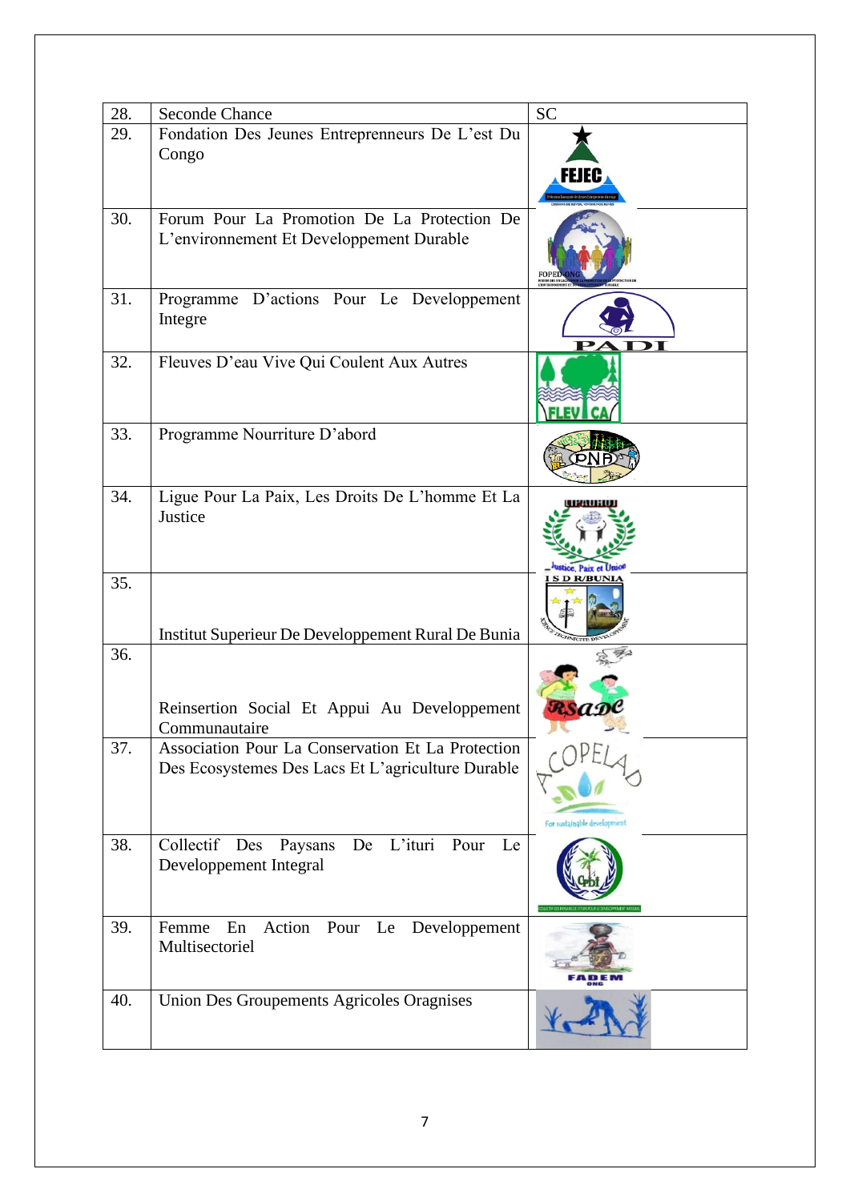| 28. | Seconde Chance | SC |
|---|---|---|
| 29. | Fondation Des Jeunes Entrepreneurs De L'est Du Congo | FEJEC |
| 30. | Forum Pour La Promotion De La Protection De L'environnement Et Developpement Durable | FOPED-ONG |
| 31. | Programme D'actions Pour Le Developpement Integre | PADI |
| 32. | Fleuves D'eau Vive Qui Coulent Aux Autres | FLEVICA |
| 33. | Programme Nourriture D'abord | PNA |
| 34. | Ligue Pour La Paix, Les Droits De L'homme Et La Justice | Justice, Paix et Union |
| 35. | Institut Superieur De Developpement Rural De Bunia | I S D R/BUNIA |
| 36. | Reinsertion Social Et Appui Au Developpement Communautaire | RSADC |
| 37. | Association Pour La Conservation Et La Protection Des Ecosystemes Des Lacs Et L'agriculture Durable | ACOPELAD For sustainable development |
| 38. | Collectif Des Paysans De L'ituri Pour Le Developpement Integral | CPDI |
| 39. | Femme En Action Pour Le Developpement Multisectoriel | FADEM ONG |
| 40. | Union Des Groupements Agricoles Oragnises | |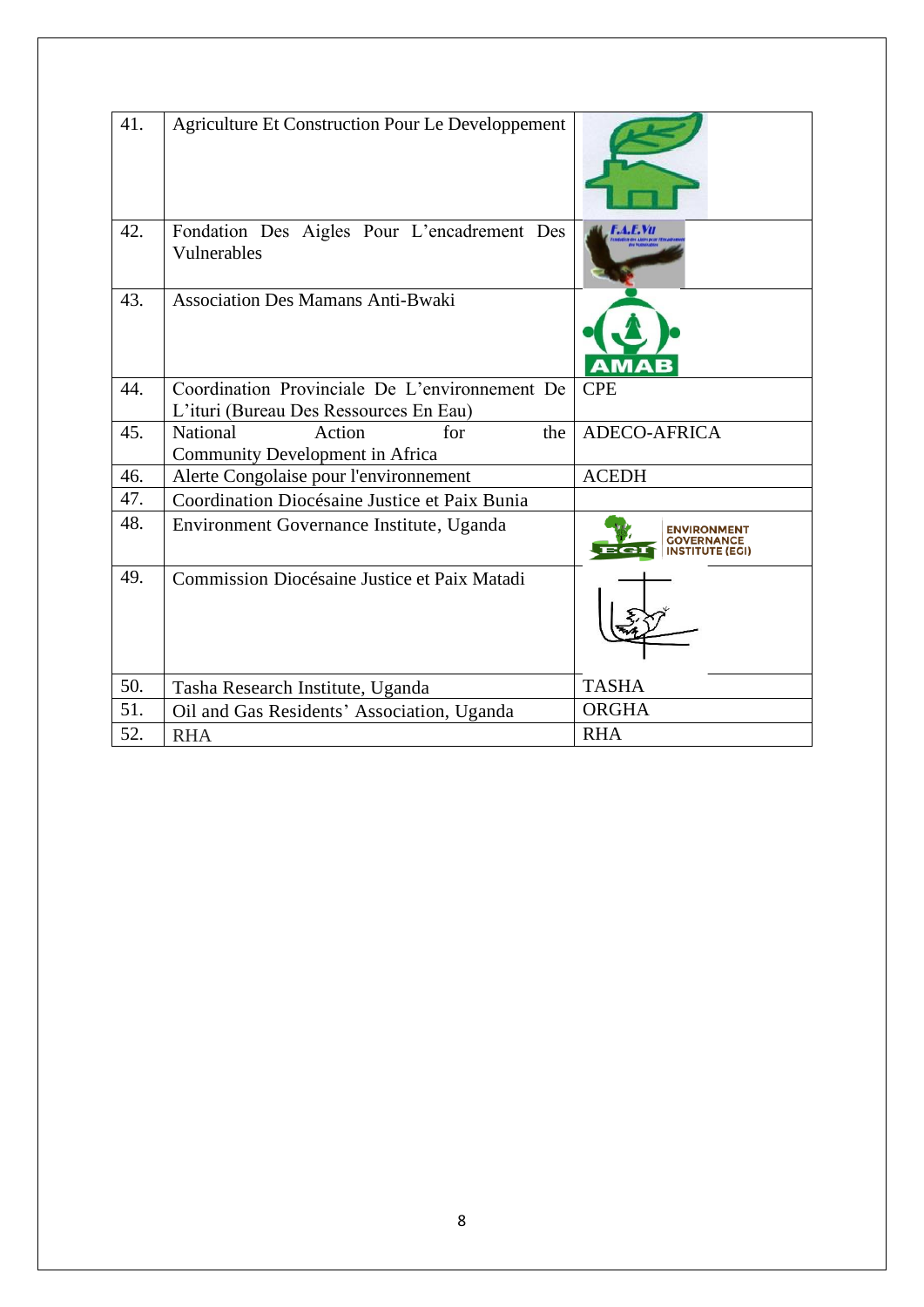| | | |
|---|---|---|
| 41. | Agriculture Et Construction Pour Le Developpement | |
| 42. | Fondation Des Aigles Pour L'encadrement Des Vulnerables | F.A.E.Vu |
| 43. | Association Des Mamans Anti-Bwaki | AMAB |
| 44. | Coordination Provinciale De L'environnement De L'ituri (Bureau Des Ressources En Eau) | CPE |
| 45. | National Action for the Community Development in Africa | ADECO-AFRICA |
| 46. | Alerte Congolaise pour l'environnement | ACEDH |
| 47. | Coordination Diocésaine Justice et Paix Bunia | |
| 48. | Environment Governance Institute, Uganda | EGI ENVIRONMENT GOVERNANCE INSTITUTE (EGI) |
| 49. | Commission Diocésaine Justice et Paix Matadi | |
| 50. | Tasha Research Institute, Uganda | TASHA |
| 51. | Oil and Gas Residents' Association, Uganda | ORGHA |
| 52. | RHA | RHA |